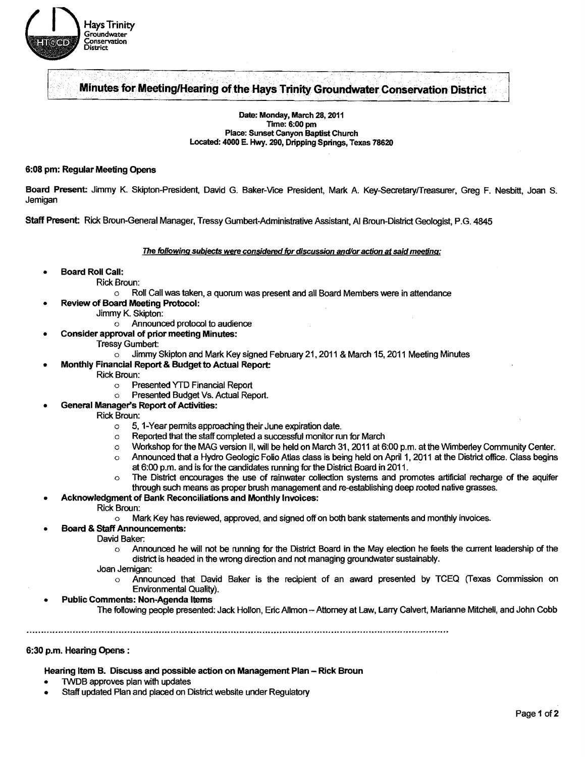Hays Trinity Groundwater Conservation District

# Minutes for Meeting/Hearing of the Hays Trinity Groundwater Conservation District

**Date: Monday, March 28, 2011**
**Time: 6:00 pm**
**Place: Sunset Canyon Baptist Church**
**Located: 4000 E. Hwy. 290, Dripping Springs, Texas 78620**

**6:08 pm: Regular Meeting Opens**

**Board Present:** Jimmy K. Skipton-President, David G. Baker-Vice President, Mark A. Key-Secretary/Treasurer, Greg F. Nesbitt, Joan S. Jemigan

**Staff Present:** Rick Broun-General Manager, Tressy Gumbert-Administrative Assistant, Al Broun-District Geologist, P.G. 4845

***The following subjects were considered for discussion and/or action at said meeting:***

- **Board Roll Call:**
  - Rick Broun:
    - Roll Call was taken, a quorum was present and all Board Members were in attendance
- **Review of Board Meeting Protocol:**
  - Jimmy K. Skipton:
    - Announced protocol to audience
- **Consider approval of prior meeting Minutes:**
  - Tressy Gumbert:
    - Jimmy Skipton and Mark Key signed February 21, 2011 & March 15, 2011 Meeting Minutes
- **Monthly Financial Report & Budget to Actual Report:**
  - Rick Broun:
    - Presented YTD Financial Report
    - Presented Budget Vs. Actual Report.
- **General Manager's Report of Activities:**
  - Rick Broun:
    - 5, 1-Year permits approaching their June expiration date.
    - Reported that the staff completed a successful monitor run for March
    - Workshop for the MAG version II, will be held on March 31, 2011 at 6:00 p.m. at the Wimberley Community Center.
    - Announced that a Hydro Geologic Folio Atlas class is being held on April 1, 2011 at the District office. Class begins at 6:00 p.m. and is for the candidates running for the District Board in 2011.
    - The District encourages the use of rainwater collection systems and promotes artificial recharge of the aquifer through such means as proper brush management and re-establishing deep rooted native grasses.
- **Acknowledgment of Bank Reconciliations and Monthly Invoices:**
  - Rick Broun:
    - Mark Key has reviewed, approved, and signed off on both bank statements and monthly invoices.
- **Board & Staff Announcements:**
  - David Baker:
    - Announced he will not be running for the District Board in the May election he feels the current leadership of the district is headed in the wrong direction and not managing groundwater sustainably.
  - Joan Jemigan:
    - Announced that David Baker is the recipient of an award presented by TCEQ (Texas Commission on Environmental Quality).
- **Public Comments: Non-Agenda Items**
  - The following people presented: Jack Hollon, Eric Allmon – Attorney at Law, Larry Calvert, Marianne Mitchell, and John Cobb

---

**6:30 p.m. Hearing Opens :**

**Hearing Item B. Discuss and possible action on Management Plan – Rick Broun**

- TWDB approves plan with updates
- Staff updated Plan and placed on District website under Regulatory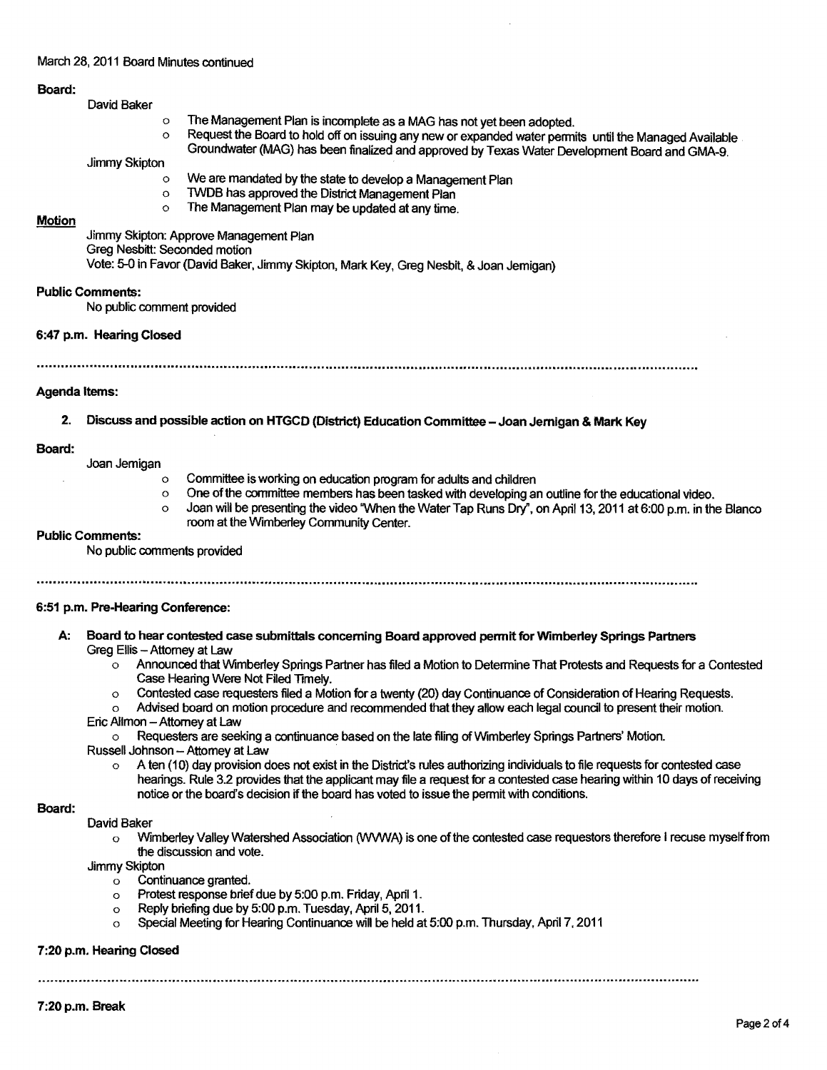March 28, 2011 Board Minutes continued

**Board:**

David Baker

- The Management Plan is incomplete as a MAG has not yet been adopted.
- Request the Board to hold off on issuing any new or expanded water permits until the Managed Available Groundwater (MAG) has been finalized and approved by Texas Water Development Board and GMA-9.

Jimmy Skipton

- We are mandated by the state to develop a Management Plan
- TWDB has approved the District Management Plan
- The Management Plan may be updated at any time.

**Motion**

Jimmy Skipton: Approve Management Plan
Greg Nesbitt: Seconded motion
Vote: 5-0 in Favor (David Baker, Jimmy Skipton, Mark Key, Greg Nesbit, & Joan Jernigan)

**Public Comments:**

No public comment provided

**6:47 p.m. Hearing Closed**

---

**Agenda Items:**

2. **Discuss and possible action on HTGCD (District) Education Committee – Joan Jernigan & Mark Key**

**Board:**

Joan Jernigan

- Committee is working on education program for adults and children
- One of the committee members has been tasked with developing an outline for the educational video.
- Joan will be presenting the video "When the Water Tap Runs Dry", on April 13, 2011 at 6:00 p.m. in the Blanco room at the Wimberley Community Center.

**Public Comments:**

No public comments provided

---

**6:51 p.m. Pre-Hearing Conference:**

**A: Board to hear contested case submittals concerning Board approved permit for Wimberley Springs Partners**

Greg Ellis – Attorney at Law

- Announced that Wimberley Springs Partner has filed a Motion to Determine That Protests and Requests for a Contested Case Hearing Were Not Filed Timely.
- Contested case requesters filed a Motion for a twenty (20) day Continuance of Consideration of Hearing Requests.
- Advised board on motion procedure and recommended that they allow each legal council to present their motion.

Eric Allmon – Attorney at Law

- Requesters are seeking a continuance based on the late filing of Wimberley Springs Partners' Motion.

Russell Johnson – Attorney at Law

- A ten (10) day provision does not exist in the District's rules authorizing individuals to file requests for contested case hearings. Rule 3.2 provides that the applicant may file a request for a contested case hearing within 10 days of receiving notice or the board's decision if the board has voted to issue the permit with conditions.

**Board:**

David Baker

- Wimberley Valley Watershed Association (WVWA) is one of the contested case requestors therefore I recuse myself from the discussion and vote.

Jimmy Skipton

- Continuance granted.
- Protest response brief due by 5:00 p.m. Friday, April 1.
- Reply briefing due by 5:00 p.m. Tuesday, April 5, 2011.
- Special Meeting for Hearing Continuance will be held at 5:00 p.m. Thursday, April 7, 2011

**7:20 p.m. Hearing Closed**

---

**7:20 p.m. Break**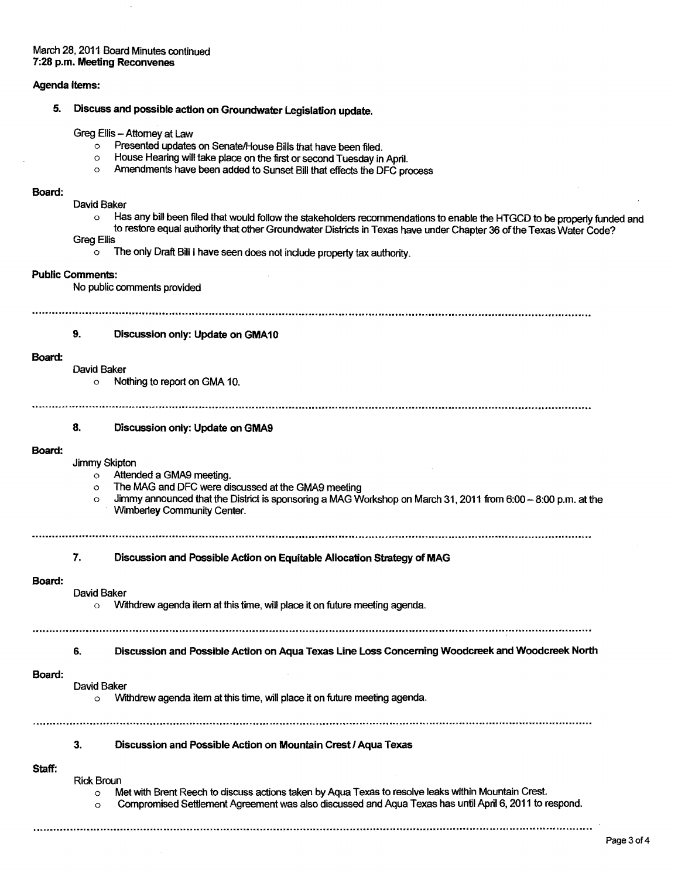March 28, 2011 Board Minutes continued
**7:28 p.m. Meeting Reconvenes**

**Agenda Items:**

**5. Discuss and possible action on Groundwater Legislation update.**

Greg Ellis – Attorney at Law

- Presented updates on Senate/House Bills that have been filed.
- House Hearing will take place on the first or second Tuesday in April.
- Amendments have been added to Sunset Bill that effects the DFC process

**Board:**

David Baker

- Has any bill been filed that would follow the stakeholders recommendations to enable the HTGCD to be properly funded and to restore equal authority that other Groundwater Districts in Texas have under Chapter 36 of the Texas Water Code?

Greg Ellis

- The only Draft Bill I have seen does not include property tax authority.

**Public Comments:**

No public comments provided

---

**9. Discussion only: Update on GMA10**

**Board:**

David Baker

- Nothing to report on GMA 10.

---

**8. Discussion only: Update on GMA9**

**Board:**

Jimmy Skipton

- Attended a GMA9 meeting.
- The MAG and DFC were discussed at the GMA9 meeting
- Jimmy announced that the District is sponsoring a MAG Workshop on March 31, 2011 from 6:00 – 8:00 p.m. at the Wimberley Community Center.

---

**7. Discussion and Possible Action on Equitable Allocation Strategy of MAG**

**Board:**

David Baker

- Withdrew agenda item at this time, will place it on future meeting agenda.

---

**6. Discussion and Possible Action on Aqua Texas Line Loss Concerning Woodcreek and Woodcreek North**

**Board:**

David Baker

- Withdrew agenda item at this time, will place it on future meeting agenda.

---

**3. Discussion and Possible Action on Mountain Crest / Aqua Texas**

**Staff:**

Rick Broun

- Met with Brent Reech to discuss actions taken by Aqua Texas to resolve leaks within Mountain Crest.
- Compromised Settlement Agreement was also discussed and Aqua Texas has until April 6, 2011 to respond.

---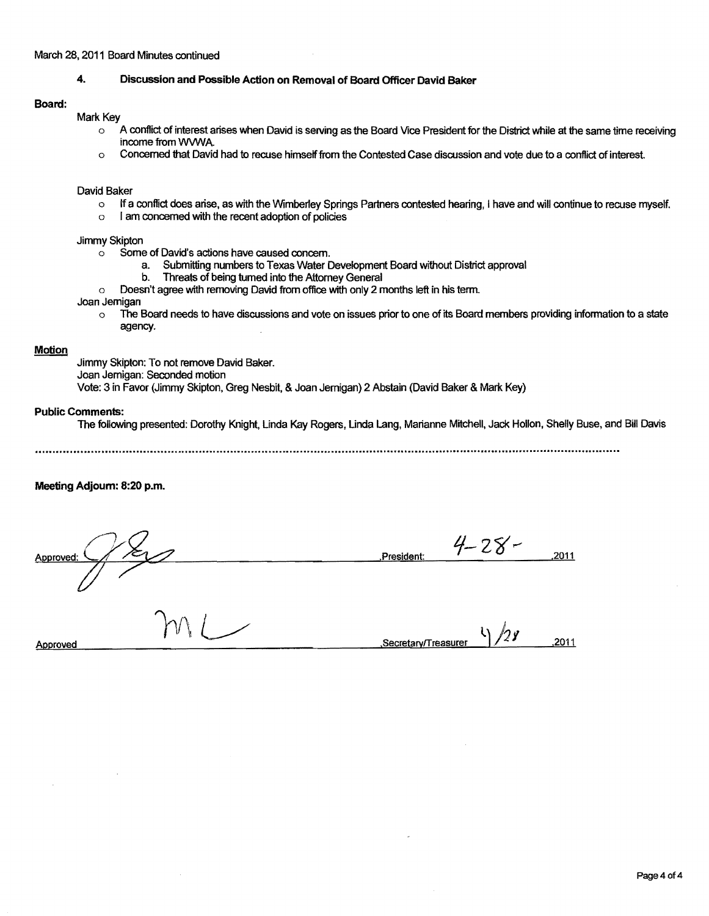March 28, 2011 Board Minutes continued

### 4. Discussion and Possible Action on Removal of Board Officer David Baker

**Board:**

Mark Key
- A conflict of interest arises when David is serving as the Board Vice President for the District while at the same time receiving income from WVWA.
- Concerned that David had to recuse himself from the Contested Case discussion and vote due to a conflict of interest.

David Baker
- If a conflict does arise, as with the Wimberley Springs Partners contested hearing, I have and will continue to recuse myself.
- I am concerned with the recent adoption of policies

Jimmy Skipton
- Some of David's actions have caused concern.
  a. Submitting numbers to Texas Water Development Board without District approval
  b. Threats of being turned into the Attorney General
- Doesn't agree with removing David from office with only 2 months left in his term.

Joan Jernigan
- The Board needs to have discussions and vote on issues prior to one of its Board members providing information to a state agency.

**Motion**

Jimmy Skipton: To not remove David Baker.
Joan Jernigan: Seconded motion
Vote: 3 in Favor (Jimmy Skipton, Greg Nesbit, & Joan Jernigan) 2 Abstain (David Baker & Mark Key)

**Public Comments:**

The following presented: Dorothy Knight, Linda Kay Rogers, Linda Lang, Marianne Mitchell, Jack Hollon, Shelly Buse, and Bill Davis

---

**Meeting Adjourn: 8:20 p.m.**

Approved: [signature] , President: 4-28- ,2011

Approved [signature: ML] , Secretary/Treasurer 4/28 ,2011